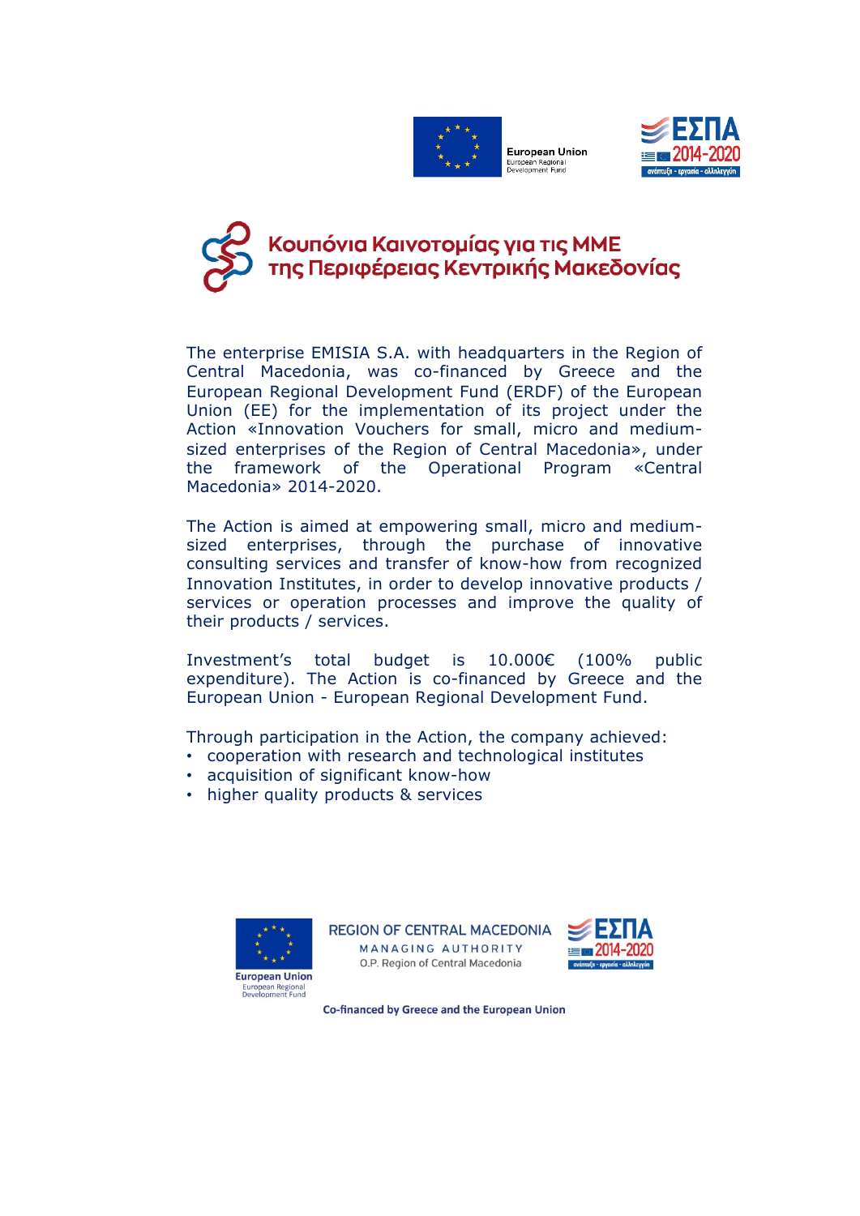European Union
European Regional Development Fund

ΕΣΠΑ 2014-2020
ανάπτυξη - εργασία - αλληλεγγύη

# Κουπόνια Καινοτομίας για τις ΜΜΕ της Περιφέρειας Κεντρικής Μακεδονίας

The enterprise EMISIA S.A. with headquarters in the Region of Central Macedonia, was co-financed by Greece and the European Regional Development Fund (ERDF) of the European Union (EE) for the implementation of its project under the Action «Innovation Vouchers for small, micro and medium-sized enterprises of the Region of Central Macedonia», under the framework of the Operational Program «Central Macedonia» 2014-2020.

The Action is aimed at empowering small, micro and medium-sized enterprises, through the purchase of innovative consulting services and transfer of know-how from recognized Innovation Institutes, in order to develop innovative products / services or operation processes and improve the quality of their products / services.

Investment's total budget is 10.000€ (100% public expenditure). The Action is co-financed by Greece and the European Union - European Regional Development Fund.

Through participation in the Action, the company achieved:

- cooperation with research and technological institutes
- acquisition of significant know-how
- higher quality products & services

European Union
European Regional Development Fund

REGION OF CENTRAL MACEDONIA
MANAGING AUTHORITY
O.P. Region of Central Macedonia

ΕΣΠΑ 2014-2020
ανάπτυξη - εργασία - αλληλεγγύη

Co-financed by Greece and the European Union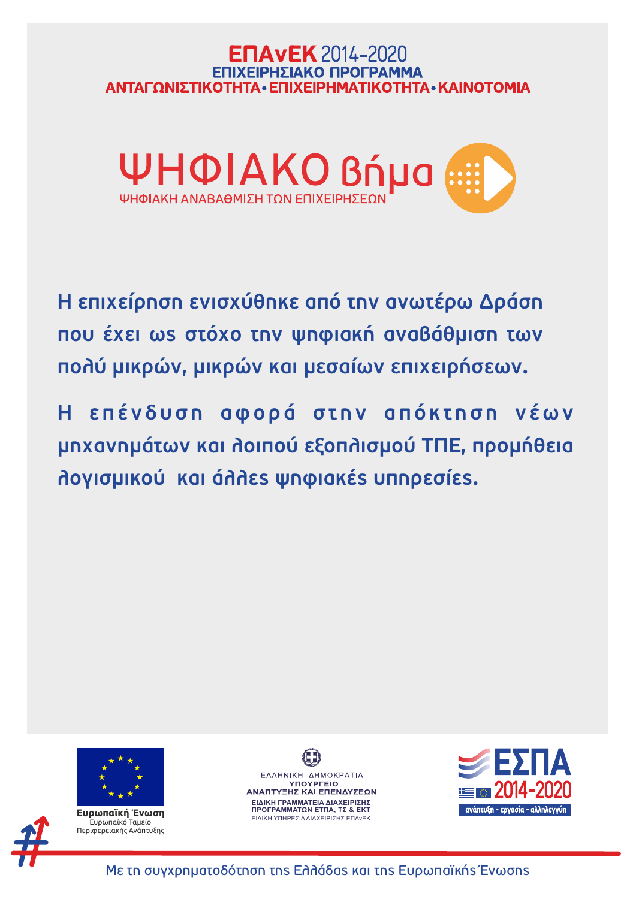**ΕΠΑνΕΚ** 2014-2020
ΕΠΙΧΕΙΡΗΣΙΑΚΟ ΠΡΟΓΡΑΜΜΑ
ΑΝΤΑΓΩΝΙΣΤΙΚΟΤΗΤΑ • ΕΠΙΧΕΙΡΗΜΑΤΙΚΟΤΗΤΑ • ΚΑΙΝΟΤΟΜΙΑ

# ΨΗΦΙΑΚΟ Βήμα

ΨΗΦΙΑΚΗ ΑΝΑΒΑΘΜΙΣΗ ΤΩΝ ΕΠΙΧΕΙΡΗΣΕΩΝ

**Η επιχείρηση ενισχύθηκε από την ανωτέρω Δράση που έχει ως στόχο την ψηφιακή αναβάθμιση των πολύ μικρών, μικρών και μεσαίων επιχειρήσεων.**

**Η επένδυση αφορά στην απόκτηση νέων μηχανημάτων και λοιπού εξοπλισμού ΤΠΕ, προμήθεια λογισμικού και άλλες ψηφιακές υπηρεσίες.**

**Ευρωπαϊκή Ένωση**
Ευρωπαϊκό Ταμείο
Περιφερειακής Ανάπτυξης

ΕΛΛΗΝΙΚΗ ΔΗΜΟΚΡΑΤΙΑ
ΥΠΟΥΡΓΕΙΟ
ΑΝΑΠΤΥΞΗΣ ΚΑΙ ΕΠΕΝΔΥΣΕΩΝ
ΕΙΔΙΚΗ ΓΡΑΜΜΑΤΕΙΑ ΔΙΑΧΕΙΡΙΣΗΣ
ΠΡΟΓΡΑΜΜΑΤΩΝ ΕΤΠΑ, ΤΣ & ΕΚΤ
ΕΙΔΙΚΗ ΥΠΗΡΕΣΙΑ ΔΙΑΧΕΙΡΙΣΗΣ ΕΠΑνΕΚ

ΕΣΠΑ 2014-2020
ανάπτυξη - εργασία - αλληλεγγύη

Με τη συγχρηματοδότηση της Ελλάδας και της Ευρωπαϊκής Ένωσης